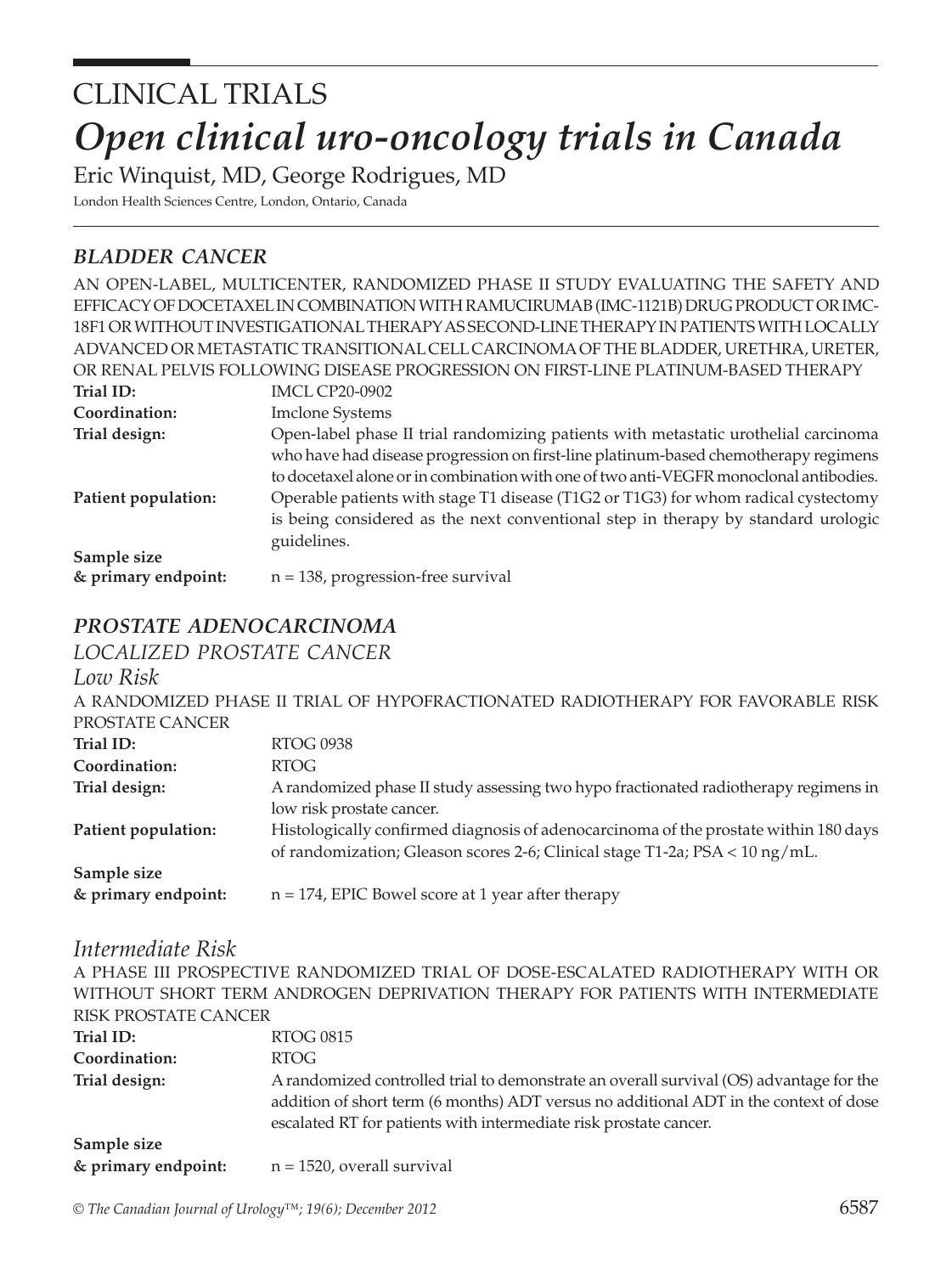# CLINICAL TRIALS

# *Open clinical uro-oncology trials in Canada*

Eric Winquist, MD, George Rodrigues, MD

London Health Sciences Centre, London, Ontario, Canada

## *BLADDER CANCER*

AN OPEN-LABEL, MULTICENTER, RANDOMIZED PHASE II STUDY EVALUATING THE SAFETY AND EFFICACY OF DOCETAXEL IN COMBINATION WITH RAMUCIRUMAB (IMC-1121B) DRUG PRODUCT OR IMC-18F1 OR WITHOUT INVESTIGATIONAL THERAPY AS SECOND-LINE THERAPY IN PATIENTS WITH LOCALLY ADVANCED OR METASTATIC TRANSITIONAL CELL CARCINOMA OF THE BLADDER, URETHRA, URETER, OR RENAL PELVIS FOLLOWING DISEASE PROGRESSION ON FIRST-LINE PLATINUM-BASED THERAPY

**Trial ID:** IMCL CP20-0902

**Coordination:** Imclone Systems

**Trial design:** Open-label phase II trial randomizing patients with metastatic urothelial carcinoma who have had disease progression on first-line platinum-based chemotherapy regimens to docetaxel alone or in combination with one of two anti-VEGFR monoclonal antibodies.

**Patient population:** Operable patients with stage T1 disease (T1G2 or T1G3) for whom radical cystectomy is being considered as the next conventional step in therapy by standard urologic guidelines.

**Sample size & primary endpoint:** n = 138, progression-free survival

## *PROSTATE ADENOCARCINOMA*

### *LOCALIZED PROSTATE CANCER*

### *Low Risk*

A RANDOMIZED PHASE II TRIAL OF HYPOFRACTIONATED RADIOTHERAPY FOR FAVORABLE RISK PROSTATE CANCER

**Trial ID:** RTOG 0938

**Coordination:** RTOG

**Trial design:** A randomized phase II study assessing two hypo fractionated radiotherapy regimens in low risk prostate cancer.

**Patient population:** Histologically confirmed diagnosis of adenocarcinoma of the prostate within 180 days of randomization; Gleason scores 2-6; Clinical stage T1-2a; PSA < 10 ng/mL.

**Sample size & primary endpoint:** n = 174, EPIC Bowel score at 1 year after therapy

### *Intermediate Risk*

A PHASE III PROSPECTIVE RANDOMIZED TRIAL OF DOSE-ESCALATED RADIOTHERAPY WITH OR WITHOUT SHORT TERM ANDROGEN DEPRIVATION THERAPY FOR PATIENTS WITH INTERMEDIATE RISK PROSTATE CANCER

**Trial ID:** RTOG 0815

**Coordination:** RTOG

**Trial design:** A randomized controlled trial to demonstrate an overall survival (OS) advantage for the addition of short term (6 months) ADT versus no additional ADT in the context of dose escalated RT for patients with intermediate risk prostate cancer.

**Sample size & primary endpoint:** n = 1520, overall survival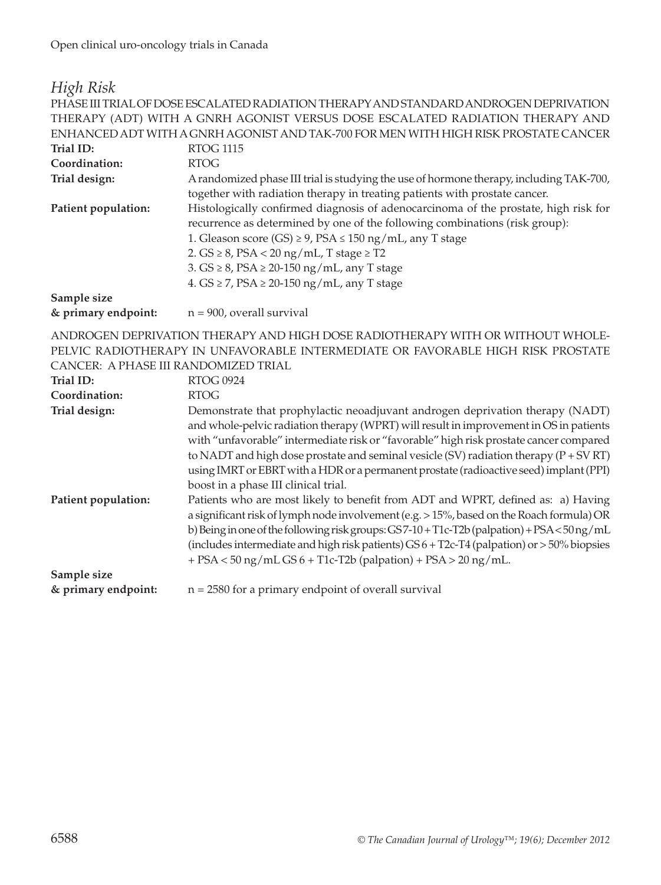## *High Risk*

PHASE III TRIAL OF DOSE ESCALATED RADIATION THERAPY AND STANDARD ANDROGEN DEPRIVATION THERAPY (ADT) WITH A GNRH AGONIST VERSUS DOSE ESCALATED RADIATION THERAPY AND ENHANCED ADT WITH A GNRH AGONIST AND TAK-700 FOR MEN WITH HIGH RISK PROSTATE CANCER

**Trial ID:** RTOG 1115

**Coordination:** RTOG

**Trial design:** A randomized phase III trial is studying the use of hormone therapy, including TAK-700, together with radiation therapy in treating patients with prostate cancer.

**Patient population:** Histologically confirmed diagnosis of adenocarcinoma of the prostate, high risk for recurrence as determined by one of the following combinations (risk group):

1. Gleason score (GS) ≥ 9, PSA ≤ 150 ng/mL, any T stage
2. GS ≥ 8, PSA < 20 ng/mL, T stage ≥ T2
3. GS ≥ 8, PSA ≥ 20-150 ng/mL, any T stage
4. GS ≥ 7, PSA ≥ 20-150 ng/mL, any T stage

**Sample size & primary endpoint:** n = 900, overall survival

ANDROGEN DEPRIVATION THERAPY AND HIGH DOSE RADIOTHERAPY WITH OR WITHOUT WHOLE-PELVIC RADIOTHERAPY IN UNFAVORABLE INTERMEDIATE OR FAVORABLE HIGH RISK PROSTATE CANCER: A PHASE III RANDOMIZED TRIAL

**Trial ID:** RTOG 0924

**Coordination:** RTOG

**Trial design:** Demonstrate that prophylactic neoadjuvant androgen deprivation therapy (NADT) and whole-pelvic radiation therapy (WPRT) will result in improvement in OS in patients with "unfavorable" intermediate risk or "favorable" high risk prostate cancer compared to NADT and high dose prostate and seminal vesicle (SV) radiation therapy (P + SV RT) using IMRT or EBRT with a HDR or a permanent prostate (radioactive seed) implant (PPI) boost in a phase III clinical trial.

**Patient population:** Patients who are most likely to benefit from ADT and WPRT, defined as: a) Having a significant risk of lymph node involvement (e.g. > 15%, based on the Roach formula) OR b) Being in one of the following risk groups: GS 7-10 + T1c-T2b (palpation) + PSA < 50 ng/mL (includes intermediate and high risk patients) GS 6 + T2c-T4 (palpation) or > 50% biopsies + PSA < 50 ng/mL GS 6 + T1c-T2b (palpation) + PSA > 20 ng/mL.

**Sample size & primary endpoint:** n = 2580 for a primary endpoint of overall survival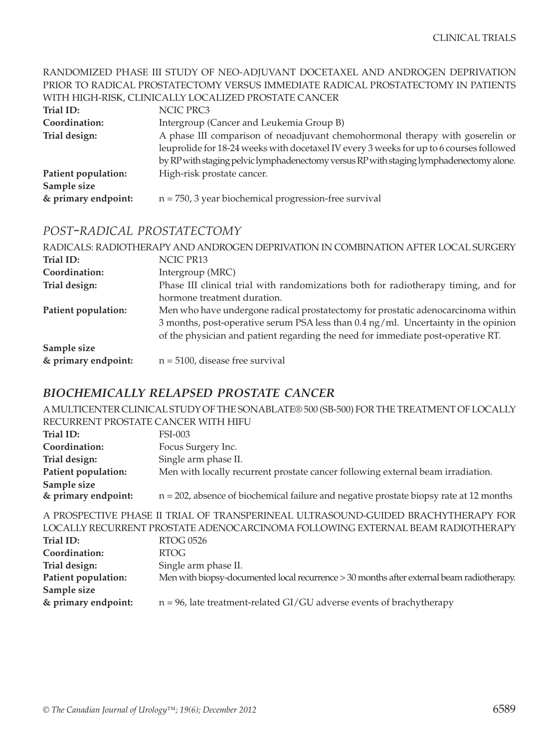RANDOMIZED PHASE III STUDY OF NEO-ADJUVANT DOCETAXEL AND ANDROGEN DEPRIVATION PRIOR TO RADICAL PROSTATECTOMY VERSUS IMMEDIATE RADICAL PROSTATECTOMY IN PATIENTS WITH HIGH-RISK, CLINICALLY LOCALIZED PROSTATE CANCER

**Trial ID:** NCIC PRC3

**Coordination:** Intergroup (Cancer and Leukemia Group B)

**Trial design:** A phase III comparison of neoadjuvant chemohormonal therapy with goserelin or leuprolide for 18-24 weeks with docetaxel IV every 3 weeks for up to 6 courses followed by RP with staging pelvic lymphadenectomy versus RP with staging lymphadenectomy alone.

**Patient population:** High-risk prostate cancer.

**Sample size & primary endpoint:** n = 750, 3 year biochemical progression-free survival

## *POST-RADICAL PROSTATECTOMY*

RADICALS: RADIOTHERAPY AND ANDROGEN DEPRIVATION IN COMBINATION AFTER LOCAL SURGERY

**Trial ID:** NCIC PR13

**Coordination:** Intergroup (MRC)

**Trial design:** Phase III clinical trial with randomizations both for radiotherapy timing, and for hormone treatment duration.

**Patient population:** Men who have undergone radical prostatectomy for prostatic adenocarcinoma within 3 months, post-operative serum PSA less than 0.4 ng/ml. Uncertainty in the opinion of the physician and patient regarding the need for immediate post-operative RT.

**Sample size & primary endpoint:** n = 5100, disease free survival

## ***BIOCHEMICALLY RELAPSED PROSTATE CANCER***

A MULTICENTER CLINICAL STUDY OF THE SONABLATE® 500 (SB-500) FOR THE TREATMENT OF LOCALLY RECURRENT PROSTATE CANCER WITH HIFU

**Trial ID:** FSI-003

**Coordination:** Focus Surgery Inc.

**Trial design:** Single arm phase II.

**Patient population:** Men with locally recurrent prostate cancer following external beam irradiation.

**Sample size & primary endpoint:** n = 202, absence of biochemical failure and negative prostate biopsy rate at 12 months

A PROSPECTIVE PHASE II TRIAL OF TRANSPERINEAL ULTRASOUND-GUIDED BRACHYTHERAPY FOR LOCALLY RECURRENT PROSTATE ADENOCARCINOMA FOLLOWING EXTERNAL BEAM RADIOTHERAPY

**Trial ID:** RTOG 0526

**Coordination:** RTOG

**Trial design:** Single arm phase II.

**Patient population:** Men with biopsy-documented local recurrence > 30 months after external beam radiotherapy.

**Sample size & primary endpoint:** n = 96, late treatment-related GI/GU adverse events of brachytherapy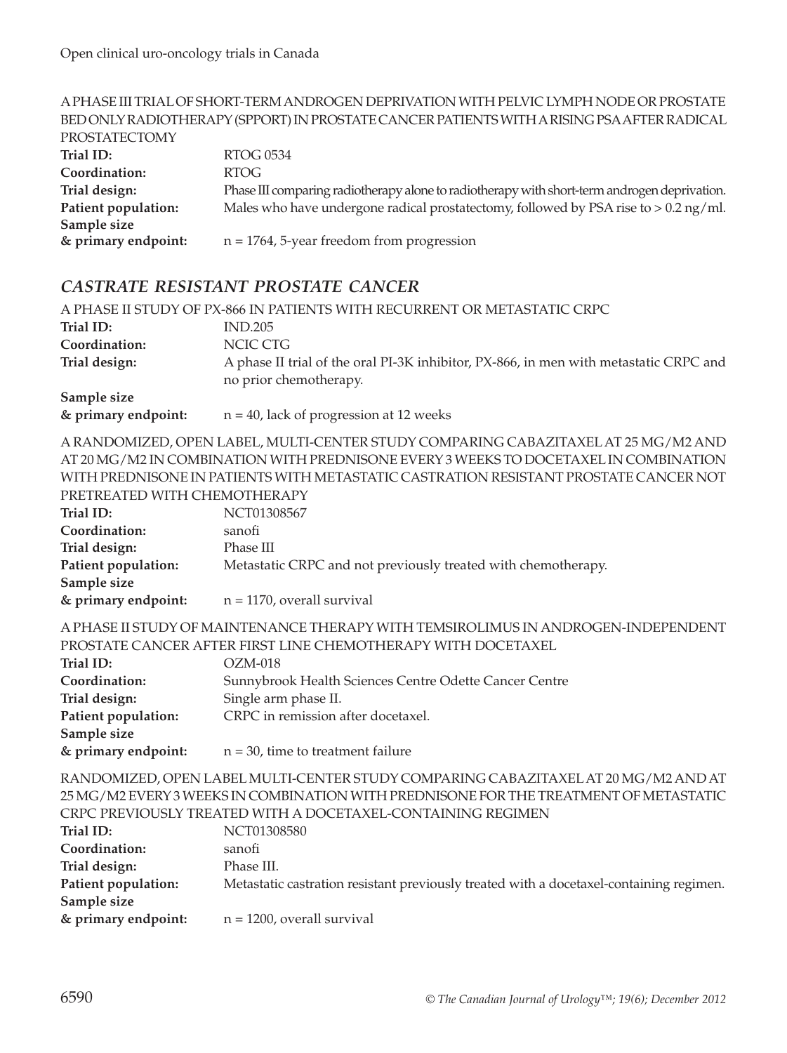A PHASE III TRIAL OF SHORT-TERM ANDROGEN DEPRIVATION WITH PELVIC LYMPH NODE OR PROSTATE BED ONLY RADIOTHERAPY (SPPORT) IN PROSTATE CANCER PATIENTS WITH A RISING PSA AFTER RADICAL PROSTATECTOMY

| | |
|---|---|
| **Trial ID:** | RTOG 0534 |
| **Coordination:** | RTOG |
| **Trial design:** | Phase III comparing radiotherapy alone to radiotherapy with short-term androgen deprivation. |
| **Patient population:** | Males who have undergone radical prostatectomy, followed by PSA rise to > 0.2 ng/ml. |
| **Sample size & primary endpoint:** | n = 1764, 5-year freedom from progression |

## *CASTRATE RESISTANT PROSTATE CANCER*

A PHASE II STUDY OF PX-866 IN PATIENTS WITH RECURRENT OR METASTATIC CRPC

| | |
|---|---|
| **Trial ID:** | IND.205 |
| **Coordination:** | NCIC CTG |
| **Trial design:** | A phase II trial of the oral PI-3K inhibitor, PX-866, in men with metastatic CRPC and no prior chemotherapy. |
| **Sample size & primary endpoint:** | n = 40, lack of progression at 12 weeks |

A RANDOMIZED, OPEN LABEL, MULTI-CENTER STUDY COMPARING CABAZITAXEL AT 25 MG/M2 AND AT 20 MG/M2 IN COMBINATION WITH PREDNISONE EVERY 3 WEEKS TO DOCETAXEL IN COMBINATION WITH PREDNISONE IN PATIENTS WITH METASTATIC CASTRATION RESISTANT PROSTATE CANCER NOT PRETREATED WITH CHEMOTHERAPY

| | |
|---|---|
| **Trial ID:** | NCT01308567 |
| **Coordination:** | sanofi |
| **Trial design:** | Phase III |
| **Patient population:** | Metastatic CRPC and not previously treated with chemotherapy. |
| **Sample size & primary endpoint:** | n = 1170, overall survival |

A PHASE II STUDY OF MAINTENANCE THERAPY WITH TEMSIROLIMUS IN ANDROGEN-INDEPENDENT PROSTATE CANCER AFTER FIRST LINE CHEMOTHERAPY WITH DOCETAXEL

| | |
|---|---|
| **Trial ID:** | OZM-018 |
| **Coordination:** | Sunnybrook Health Sciences Centre Odette Cancer Centre |
| **Trial design:** | Single arm phase II. |
| **Patient population:** | CRPC in remission after docetaxel. |
| **Sample size & primary endpoint:** | n = 30, time to treatment failure |

RANDOMIZED, OPEN LABEL MULTI-CENTER STUDY COMPARING CABAZITAXEL AT 20 MG/M2 AND AT 25 MG/M2 EVERY 3 WEEKS IN COMBINATION WITH PREDNISONE FOR THE TREATMENT OF METASTATIC CRPC PREVIOUSLY TREATED WITH A DOCETAXEL-CONTAINING REGIMEN

| | |
|---|---|
| **Trial ID:** | NCT01308580 |
| **Coordination:** | sanofi |
| **Trial design:** | Phase III. |
| **Patient population:** | Metastatic castration resistant previously treated with a docetaxel-containing regimen. |
| **Sample size & primary endpoint:** | n = 1200, overall survival |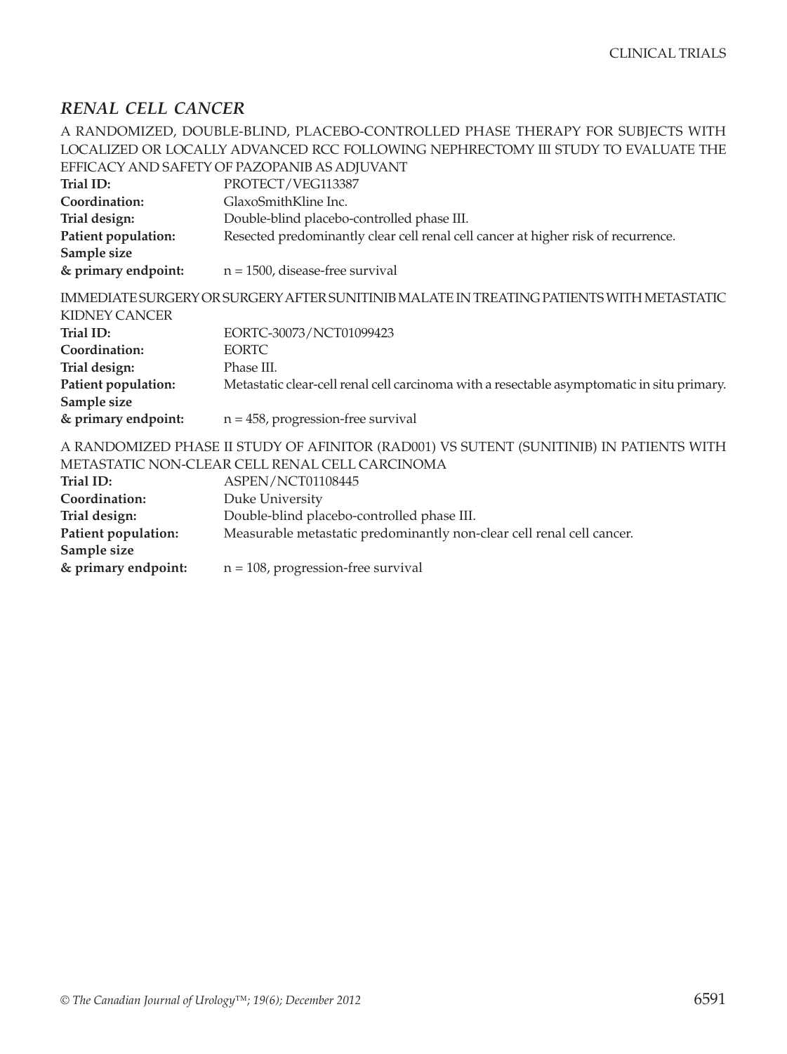## *RENAL CELL CANCER*

A RANDOMIZED, DOUBLE-BLIND, PLACEBO-CONTROLLED PHASE THERAPY FOR SUBJECTS WITH LOCALIZED OR LOCALLY ADVANCED RCC FOLLOWING NEPHRECTOMY III STUDY TO EVALUATE THE EFFICACY AND SAFETY OF PAZOPANIB AS ADJUVANT

**Trial ID:** PROTECT/VEG113387
**Coordination:** GlaxoSmithKline Inc.
**Trial design:** Double-blind placebo-controlled phase III.
**Patient population:** Resected predominantly clear cell renal cell cancer at higher risk of recurrence.
**Sample size & primary endpoint:** n = 1500, disease-free survival

IMMEDIATE SURGERY OR SURGERY AFTER SUNITINIB MALATE IN TREATING PATIENTS WITH METASTATIC KIDNEY CANCER

**Trial ID:** EORTC-30073/NCT01099423
**Coordination:** EORTC
**Trial design:** Phase III.
**Patient population:** Metastatic clear-cell renal cell carcinoma with a resectable asymptomatic in situ primary.
**Sample size & primary endpoint:** n = 458, progression-free survival

A RANDOMIZED PHASE II STUDY OF AFINITOR (RAD001) VS SUTENT (SUNITINIB) IN PATIENTS WITH METASTATIC NON-CLEAR CELL RENAL CELL CARCINOMA

**Trial ID:** ASPEN/NCT01108445
**Coordination:** Duke University
**Trial design:** Double-blind placebo-controlled phase III.
**Patient population:** Measurable metastatic predominantly non-clear cell renal cell cancer.
**Sample size & primary endpoint:** n = 108, progression-free survival